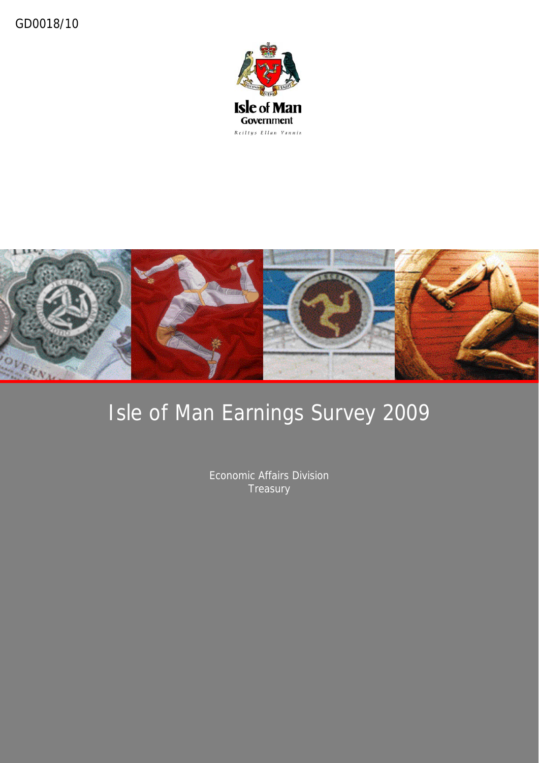GD0018/10

Isle of Man
Government
Reiltys Ellan Vannin

# Isle of Man Earnings Survey 2009

Economic Affairs Division
Treasury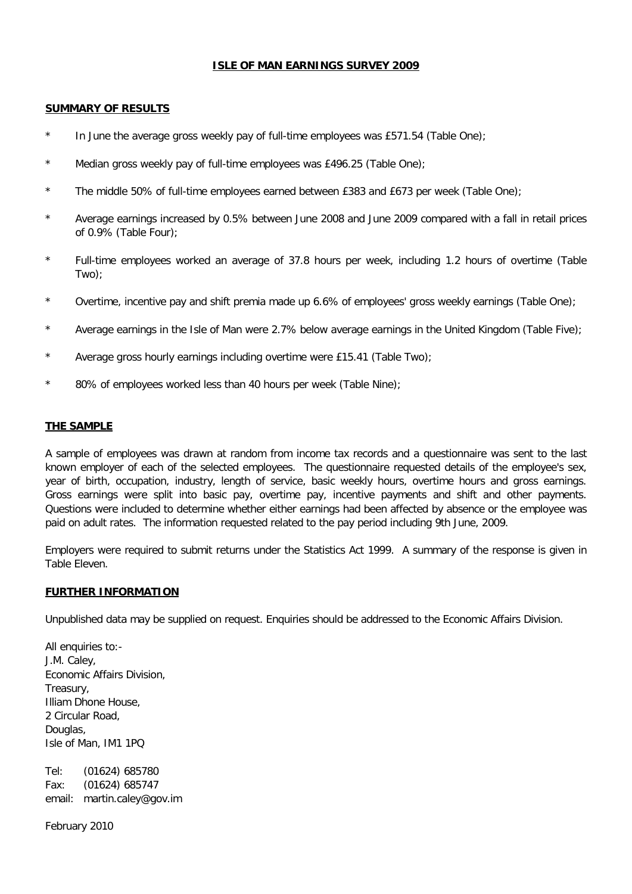# ISLE OF MAN EARNINGS SURVEY 2009

## SUMMARY OF RESULTS

* In June the average gross weekly pay of full-time employees was £571.54 (Table One);
* Median gross weekly pay of full-time employees was £496.25 (Table One);
* The middle 50% of full-time employees earned between £383 and £673 per week (Table One);
* Average earnings increased by 0.5% between June 2008 and June 2009 compared with a fall in retail prices of 0.9% (Table Four);
* Full-time employees worked an average of 37.8 hours per week, including 1.2 hours of overtime (Table Two);
* Overtime, incentive pay and shift premia made up 6.6% of employees' gross weekly earnings (Table One);
* Average earnings in the Isle of Man were 2.7% below average earnings in the United Kingdom (Table Five);
* Average gross hourly earnings including overtime were £15.41 (Table Two);
* 80% of employees worked less than 40 hours per week (Table Nine);

## THE SAMPLE

A sample of employees was drawn at random from income tax records and a questionnaire was sent to the last known employer of each of the selected employees. The questionnaire requested details of the employee's sex, year of birth, occupation, industry, length of service, basic weekly hours, overtime hours and gross earnings. Gross earnings were split into basic pay, overtime pay, incentive payments and shift and other payments. Questions were included to determine whether either earnings had been affected by absence or the employee was paid on adult rates. The information requested related to the pay period including 9th June, 2009.

Employers were required to submit returns under the Statistics Act 1999. A summary of the response is given in Table Eleven.

## FURTHER INFORMATION

Unpublished data may be supplied on request. Enquiries should be addressed to the Economic Affairs Division.

All enquiries to:-
J.M. Caley,
Economic Affairs Division,
Treasury,
Illiam Dhone House,
2 Circular Road,
Douglas,
Isle of Man, IM1 1PQ

Tel: (01624) 685780
Fax: (01624) 685747
email: martin.caley@gov.im

February 2010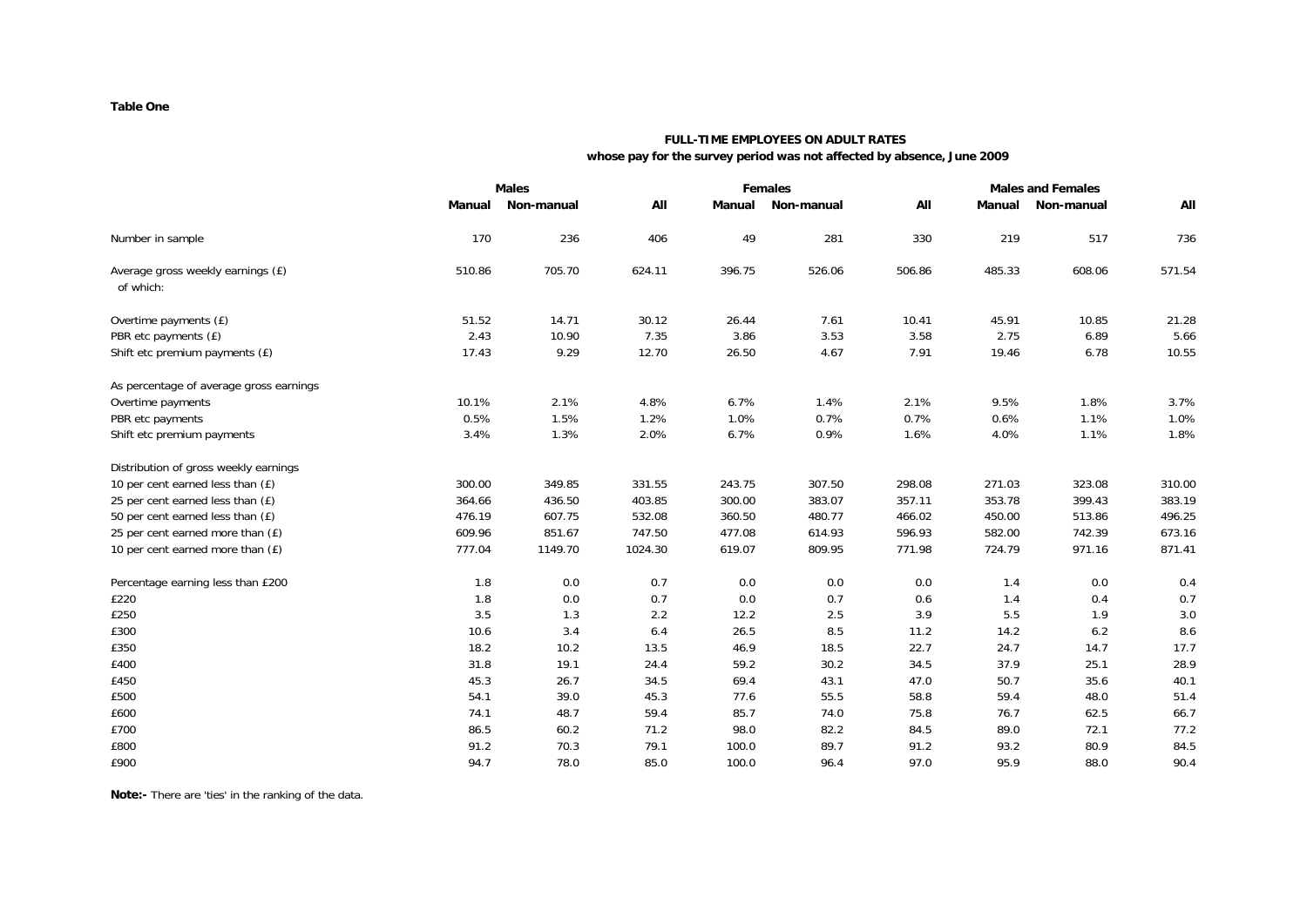**Table One**

**FULL-TIME EMPLOYEES ON ADULT RATES**
**whose pay for the survey period was not affected by absence, June 2009**

| | Males | | | Females | | | Males and Females | | |
|---|---|---|---|---|---|---|---|---|---|
| | **Manual** | **Non-manual** | **All** | **Manual** | **Non-manual** | **All** | **Manual** | **Non-manual** | **All** |
| Number in sample | 170 | 236 | 406 | 49 | 281 | 330 | 219 | 517 | 736 |
| Average gross weekly earnings (£) of which: | 510.86 | 705.70 | 624.11 | 396.75 | 526.06 | 506.86 | 485.33 | 608.06 | 571.54 |
| Overtime payments (£) | 51.52 | 14.71 | 30.12 | 26.44 | 7.61 | 10.41 | 45.91 | 10.85 | 21.28 |
| PBR etc payments (£) | 2.43 | 10.90 | 7.35 | 3.86 | 3.53 | 3.58 | 2.75 | 6.89 | 5.66 |
| Shift etc premium payments (£) | 17.43 | 9.29 | 12.70 | 26.50 | 4.67 | 7.91 | 19.46 | 6.78 | 10.55 |
| As percentage of average gross earnings | | | | | | | | | |
| Overtime payments | 10.1% | 2.1% | 4.8% | 6.7% | 1.4% | 2.1% | 9.5% | 1.8% | 3.7% |
| PBR etc payments | 0.5% | 1.5% | 1.2% | 1.0% | 0.7% | 0.7% | 0.6% | 1.1% | 1.0% |
| Shift etc premium payments | 3.4% | 1.3% | 2.0% | 6.7% | 0.9% | 1.6% | 4.0% | 1.1% | 1.8% |
| Distribution of gross weekly earnings | | | | | | | | | |
| 10 per cent earned less than (£) | 300.00 | 349.85 | 331.55 | 243.75 | 307.50 | 298.08 | 271.03 | 323.08 | 310.00 |
| 25 per cent earned less than (£) | 364.66 | 436.50 | 403.85 | 300.00 | 383.07 | 357.11 | 353.78 | 399.43 | 383.19 |
| 50 per cent earned less than (£) | 476.19 | 607.75 | 532.08 | 360.50 | 480.77 | 466.02 | 450.00 | 513.86 | 496.25 |
| 25 per cent earned more than (£) | 609.96 | 851.67 | 747.50 | 477.08 | 614.93 | 596.93 | 582.00 | 742.39 | 673.16 |
| 10 per cent earned more than (£) | 777.04 | 1149.70 | 1024.30 | 619.07 | 809.95 | 771.98 | 724.79 | 971.16 | 871.41 |
| Percentage earning less than £200 | 1.8 | 0.0 | 0.7 | 0.0 | 0.0 | 0.0 | 1.4 | 0.0 | 0.4 |
| £220 | 1.8 | 0.0 | 0.7 | 0.0 | 0.7 | 0.6 | 1.4 | 0.4 | 0.7 |
| £250 | 3.5 | 1.3 | 2.2 | 12.2 | 2.5 | 3.9 | 5.5 | 1.9 | 3.0 |
| £300 | 10.6 | 3.4 | 6.4 | 26.5 | 8.5 | 11.2 | 14.2 | 6.2 | 8.6 |
| £350 | 18.2 | 10.2 | 13.5 | 46.9 | 18.5 | 22.7 | 24.7 | 14.7 | 17.7 |
| £400 | 31.8 | 19.1 | 24.4 | 59.2 | 30.2 | 34.5 | 37.9 | 25.1 | 28.9 |
| £450 | 45.3 | 26.7 | 34.5 | 69.4 | 43.1 | 47.0 | 50.7 | 35.6 | 40.1 |
| £500 | 54.1 | 39.0 | 45.3 | 77.6 | 55.5 | 58.8 | 59.4 | 48.0 | 51.4 |
| £600 | 74.1 | 48.7 | 59.4 | 85.7 | 74.0 | 75.8 | 76.7 | 62.5 | 66.7 |
| £700 | 86.5 | 60.2 | 71.2 | 98.0 | 82.2 | 84.5 | 89.0 | 72.1 | 77.2 |
| £800 | 91.2 | 70.3 | 79.1 | 100.0 | 89.7 | 91.2 | 93.2 | 80.9 | 84.5 |
| £900 | 94.7 | 78.0 | 85.0 | 100.0 | 96.4 | 97.0 | 95.9 | 88.0 | 90.4 |

**Note:-** There are 'ties' in the ranking of the data.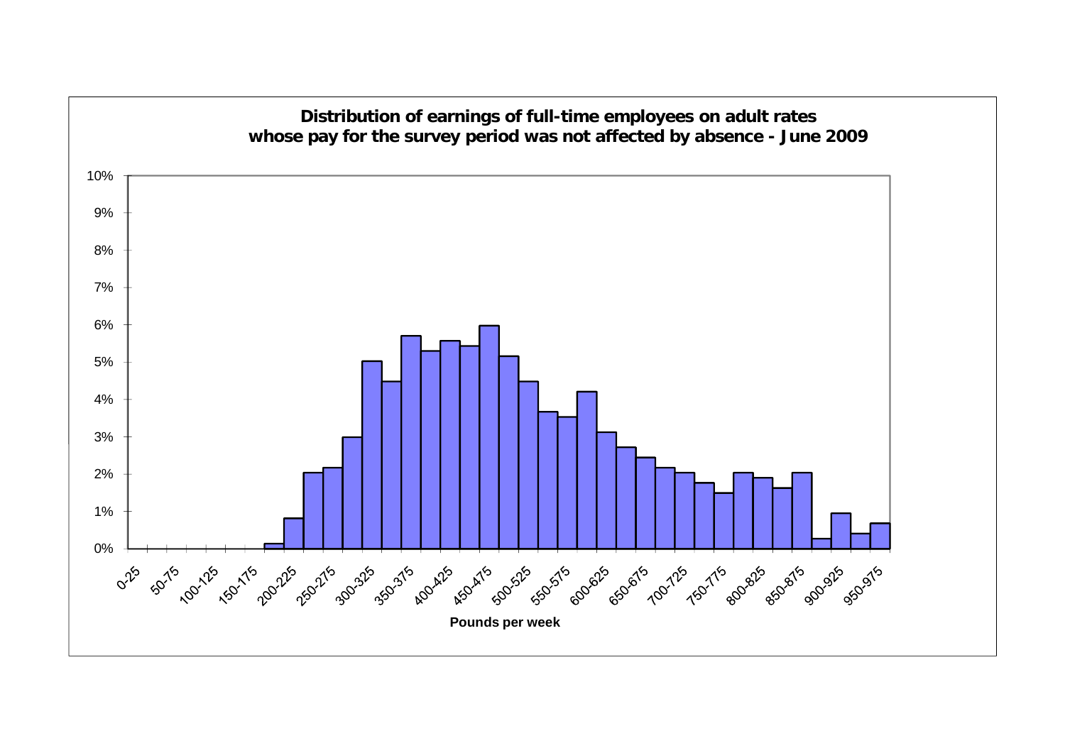**Distribution of earnings of full-time employees on adult rates whose pay for the survey period was not affected by absence - June 2009**

| Pounds per week | Percentage |
|---|---|
| 0-25 | 0% |
| 25-50 | 0% |
| 50-75 | 0% |
| 75-100 | 0% |
| 100-125 | 0% |
| 125-150 | 0% |
| 150-175 | 0% |
| 175-200 | 0.1% |
| 200-225 | 0.8% |
| 225-250 | 2.0% |
| 250-275 | 2.2% |
| 275-300 | 3.0% |
| 300-325 | 5.0% |
| 325-350 | 4.5% |
| 350-375 | 5.7% |
| 375-400 | 5.3% |
| 400-425 | 5.6% |
| 425-450 | 5.4% |
| 450-475 | 6.0% |
| 475-500 | 5.2% |
| 500-525 | 4.5% |
| 525-550 | 3.7% |
| 550-575 | 3.5% |
| 575-600 | 4.2% |
| 600-625 | 3.1% |
| 625-650 | 2.7% |
| 650-675 | 2.4% |
| 675-700 | 2.2% |
| 700-725 | 2.0% |
| 725-750 | 1.8% |
| 750-775 | 1.5% |
| 775-800 | 2.0% |
| 800-825 | 1.9% |
| 825-850 | 1.6% |
| 850-875 | 2.0% |
| 875-900 | 0.3% |
| 900-925 | 0.9% |
| 925-950 | 0.4% |
| 950-975 | 0.7% |

Pounds per week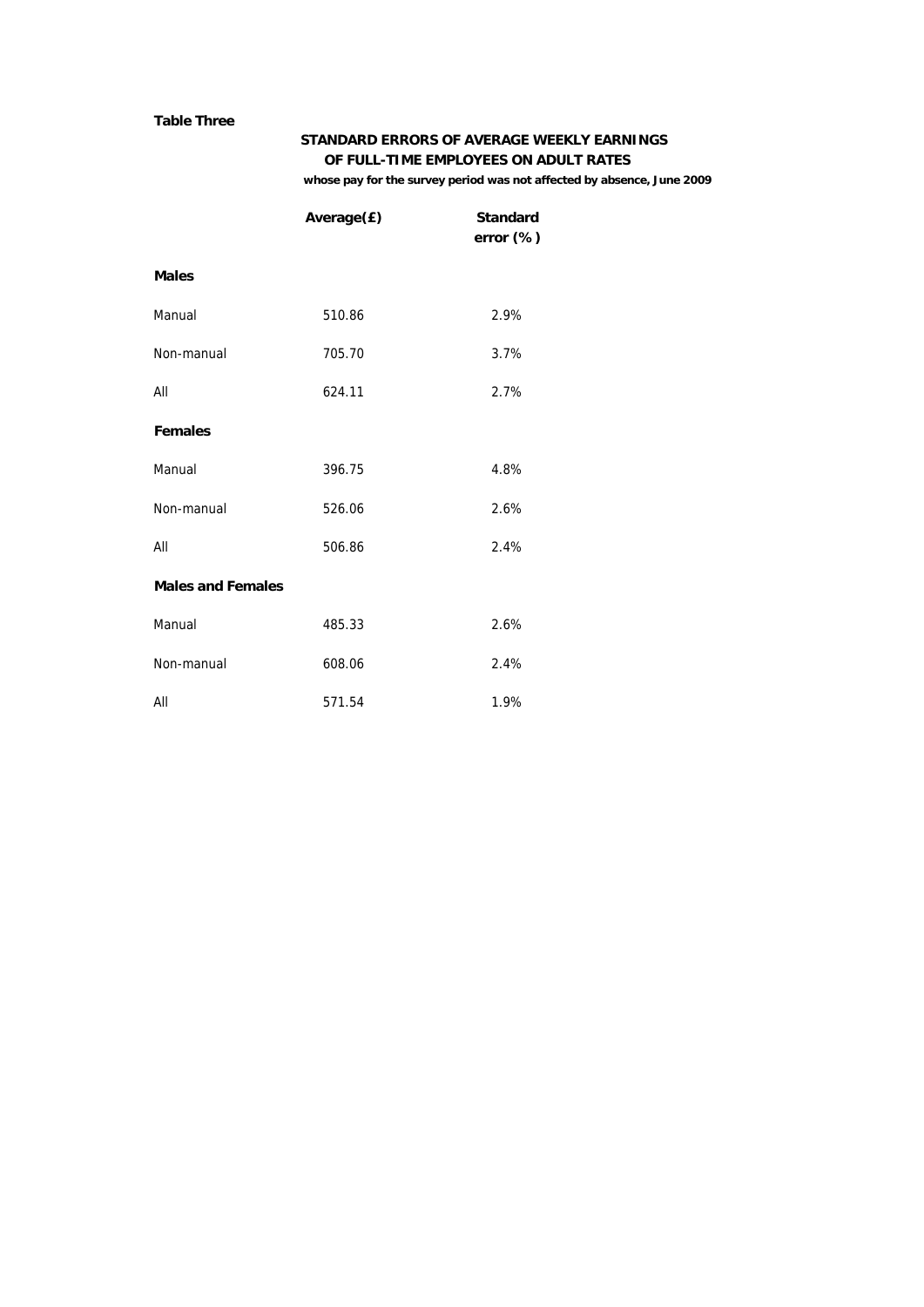**Table Three**

## STANDARD ERRORS OF AVERAGE WEEKLY EARNINGS OF FULL-TIME EMPLOYEES ON ADULT RATES

**whose pay for the survey period was not affected by absence, June 2009**

| | Average(£) | Standard error (%) |
|---|---|---|
| **Males** | | |
| Manual | 510.86 | 2.9% |
| Non-manual | 705.70 | 3.7% |
| All | 624.11 | 2.7% |
| **Females** | | |
| Manual | 396.75 | 4.8% |
| Non-manual | 526.06 | 2.6% |
| All | 506.86 | 2.4% |
| **Males and Females** | | |
| Manual | 485.33 | 2.6% |
| Non-manual | 608.06 | 2.4% |
| All | 571.54 | 1.9% |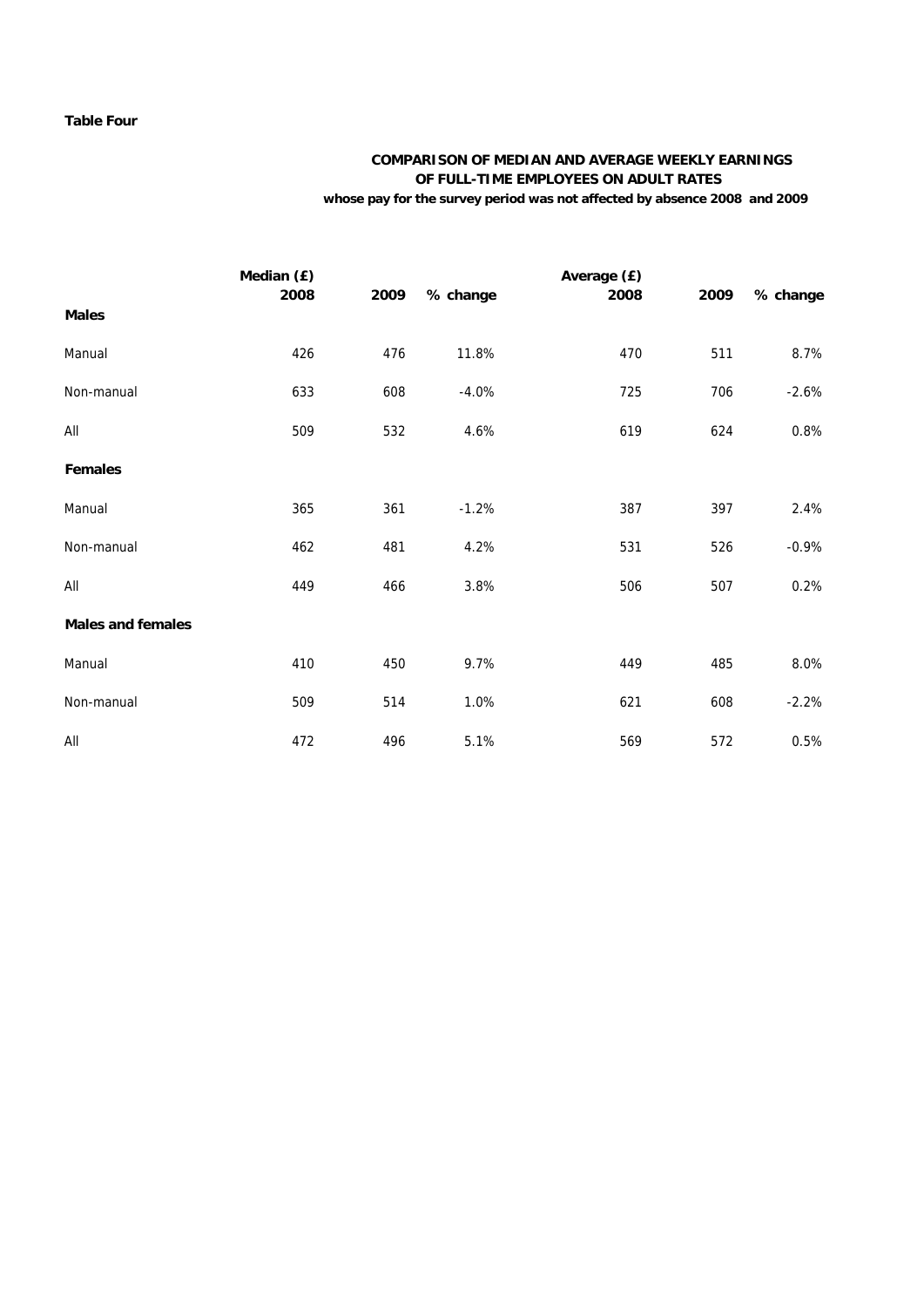**Table Four**

**COMPARISON OF MEDIAN AND AVERAGE WEEKLY EARNINGS OF FULL-TIME EMPLOYEES ON ADULT RATES**
**whose pay for the survey period was not affected by absence 2008 and 2009**

| | Median (£) | | | Average (£) | | |
|---|---|---|---|---|---|---|
| | 2008 | 2009 | % change | 2008 | 2009 | % change |
| **Males** | | | | | | |
| Manual | 426 | 476 | 11.8% | 470 | 511 | 8.7% |
| Non-manual | 633 | 608 | -4.0% | 725 | 706 | -2.6% |
| All | 509 | 532 | 4.6% | 619 | 624 | 0.8% |
| **Females** | | | | | | |
| Manual | 365 | 361 | -1.2% | 387 | 397 | 2.4% |
| Non-manual | 462 | 481 | 4.2% | 531 | 526 | -0.9% |
| All | 449 | 466 | 3.8% | 506 | 507 | 0.2% |
| **Males and females** | | | | | | |
| Manual | 410 | 450 | 9.7% | 449 | 485 | 8.0% |
| Non-manual | 509 | 514 | 1.0% | 621 | 608 | -2.2% |
| All | 472 | 496 | 5.1% | 569 | 572 | 0.5% |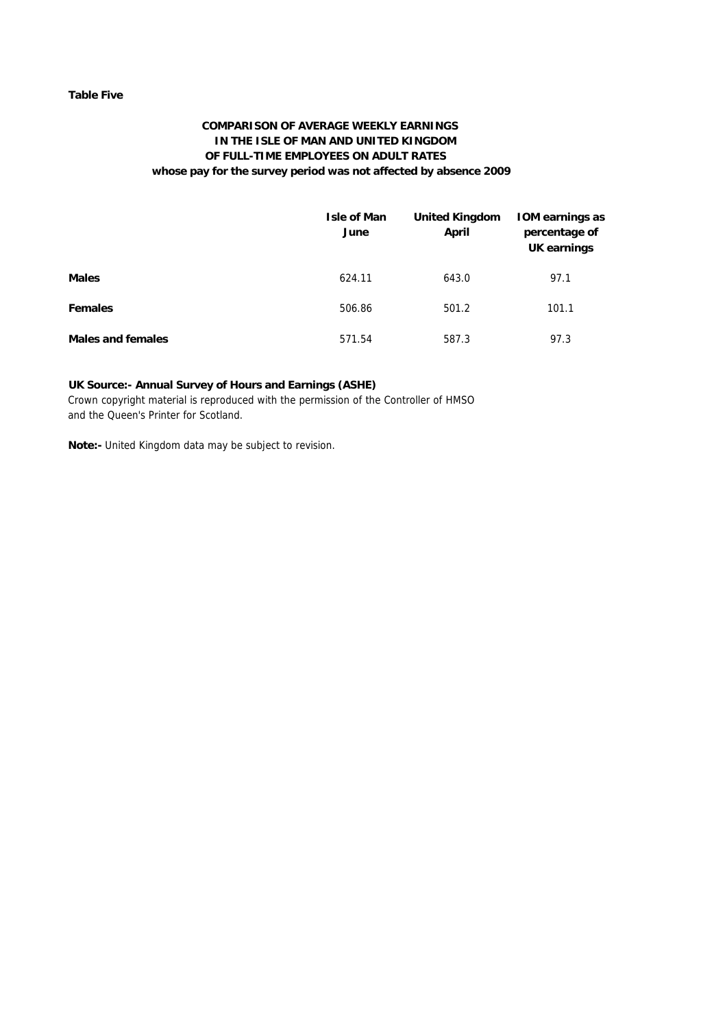**Table Five**

## COMPARISON OF AVERAGE WEEKLY EARNINGS IN THE ISLE OF MAN AND UNITED KINGDOM OF FULL-TIME EMPLOYEES ON ADULT RATES whose pay for the survey period was not affected by absence 2009

| | Isle of Man June | United Kingdom April | IOM earnings as percentage of UK earnings |
|---|---|---|---|
| **Males** | 624.11 | 643.0 | 97.1 |
| **Females** | 506.86 | 501.2 | 101.1 |
| **Males and females** | 571.54 | 587.3 | 97.3 |

**UK Source:- Annual Survey of Hours and Earnings (ASHE)**
Crown copyright material is reproduced with the permission of the Controller of HMSO and the Queen's Printer for Scotland.

**Note:-** United Kingdom data may be subject to revision.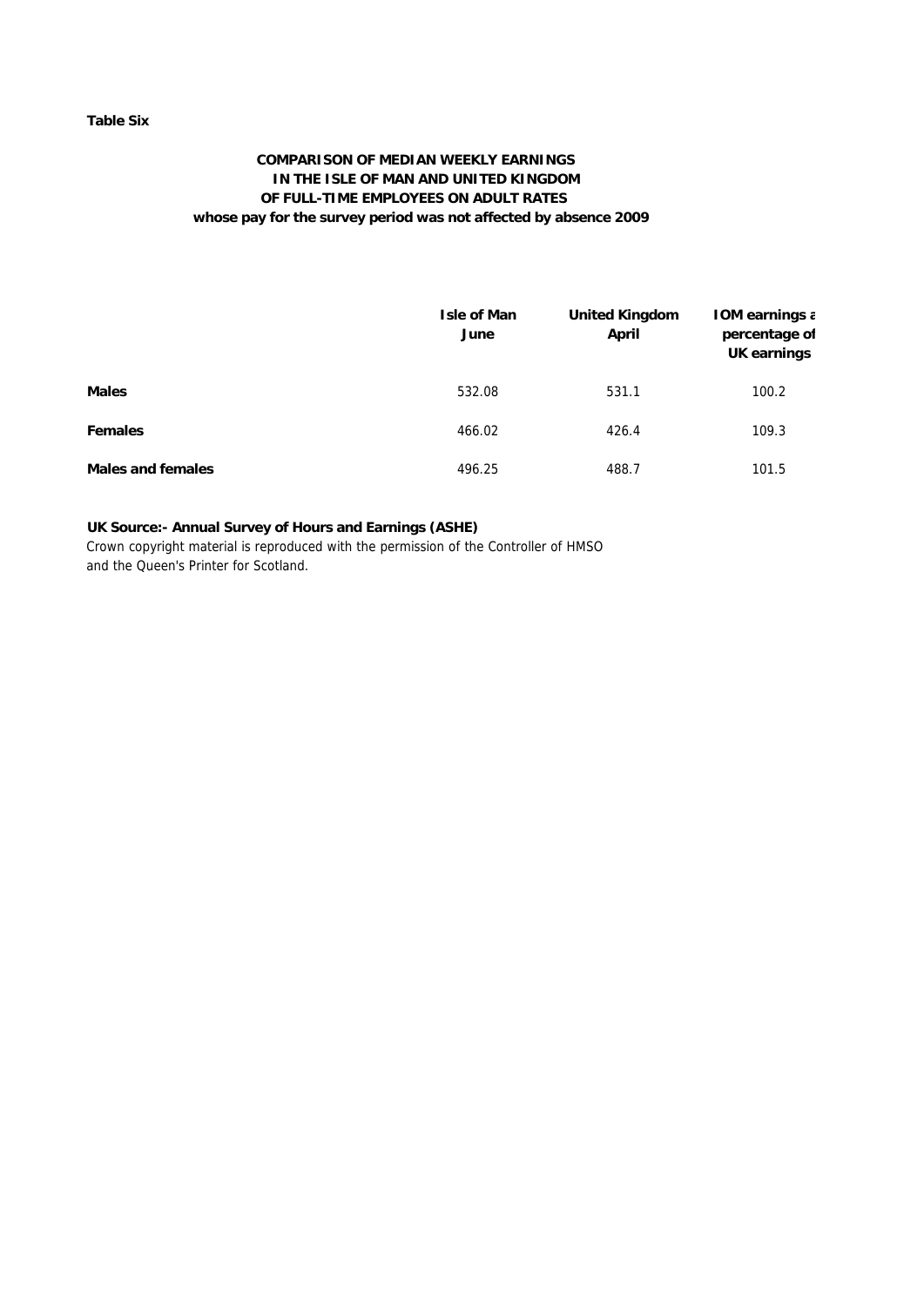**Table Six**

**COMPARISON OF MEDIAN WEEKLY EARNINGS IN THE ISLE OF MAN AND UNITED KINGDOM OF FULL-TIME EMPLOYEES ON ADULT RATES whose pay for the survey period was not affected by absence 2009**

| | Isle of Man June | United Kingdom April | IOM earnings a percentage of UK earnings |
|---|---|---|---|
| **Males** | 532.08 | 531.1 | 100.2 |
| **Females** | 466.02 | 426.4 | 109.3 |
| **Males and females** | 496.25 | 488.7 | 101.5 |

**UK Source:- Annual Survey of Hours and Earnings (ASHE)**

Crown copyright material is reproduced with the permission of the Controller of HMSO and the Queen's Printer for Scotland.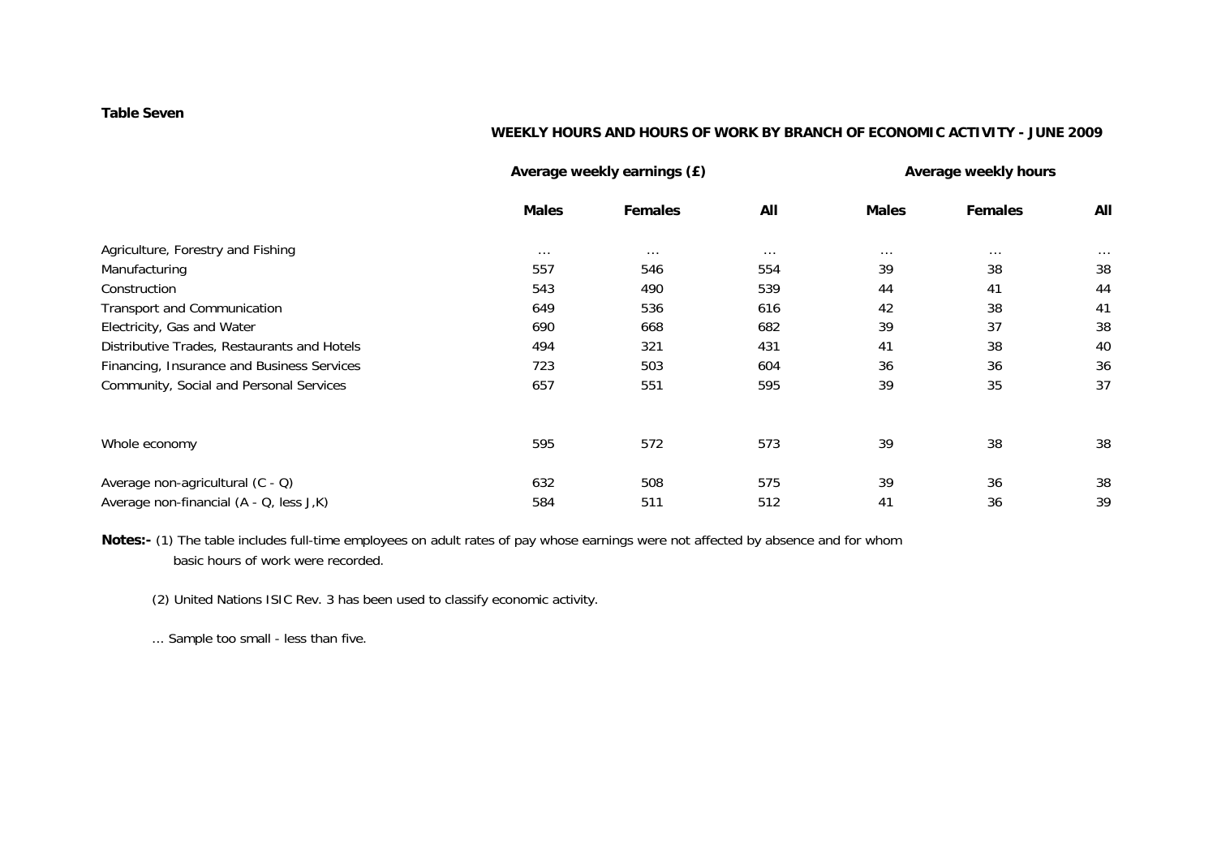**Table Seven**

**WEEKLY HOURS AND HOURS OF WORK BY BRANCH OF ECONOMIC ACTIVITY - JUNE 2009**

| | Average weekly earnings (£) | | | Average weekly hours | | |
|---|---|---|---|---|---|---|
| | **Males** | **Females** | **All** | **Males** | **Females** | **All** |
| Agriculture, Forestry and Fishing | ... | ... | ... | ... | ... | ... |
| Manufacturing | 557 | 546 | 554 | 39 | 38 | 38 |
| Construction | 543 | 490 | 539 | 44 | 41 | 44 |
| Transport and Communication | 649 | 536 | 616 | 42 | 38 | 41 |
| Electricity, Gas and Water | 690 | 668 | 682 | 39 | 37 | 38 |
| Distributive Trades, Restaurants and Hotels | 494 | 321 | 431 | 41 | 38 | 40 |
| Financing, Insurance and Business Services | 723 | 503 | 604 | 36 | 36 | 36 |
| Community, Social and Personal Services | 657 | 551 | 595 | 39 | 35 | 37 |
| Whole economy | 595 | 572 | 573 | 39 | 38 | 38 |
| Average non-agricultural (C - Q) | 632 | 508 | 575 | 39 | 36 | 38 |
| Average non-financial (A - Q, less J,K) | 584 | 511 | 512 | 41 | 36 | 39 |

**Notes:-** (1) The table includes full-time employees on adult rates of pay whose earnings were not affected by absence and for whom basic hours of work were recorded.

(2) United Nations ISIC Rev. 3 has been used to classify economic activity.

... Sample too small - less than five.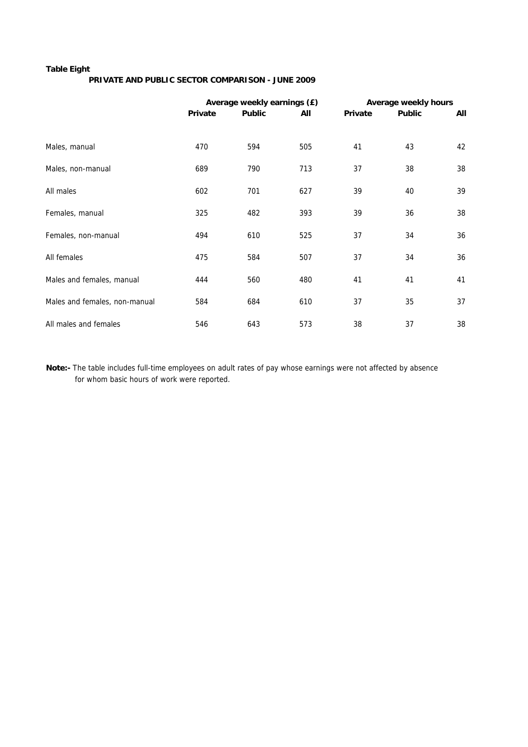**Table Eight**

**PRIVATE AND PUBLIC SECTOR COMPARISON - JUNE 2009**

| | Average weekly earnings (£) | | | Average weekly hours | | |
|---|---|---|---|---|---|---|
| | **Private** | **Public** | **All** | **Private** | **Public** | **All** |
| Males, manual | 470 | 594 | 505 | 41 | 43 | 42 |
| Males, non-manual | 689 | 790 | 713 | 37 | 38 | 38 |
| All males | 602 | 701 | 627 | 39 | 40 | 39 |
| Females, manual | 325 | 482 | 393 | 39 | 36 | 38 |
| Females, non-manual | 494 | 610 | 525 | 37 | 34 | 36 |
| All females | 475 | 584 | 507 | 37 | 34 | 36 |
| Males and females, manual | 444 | 560 | 480 | 41 | 41 | 41 |
| Males and females, non-manual | 584 | 684 | 610 | 37 | 35 | 37 |
| All males and females | 546 | 643 | 573 | 38 | 37 | 38 |

**Note:-** The table includes full-time employees on adult rates of pay whose earnings were not affected by absence for whom basic hours of work were reported.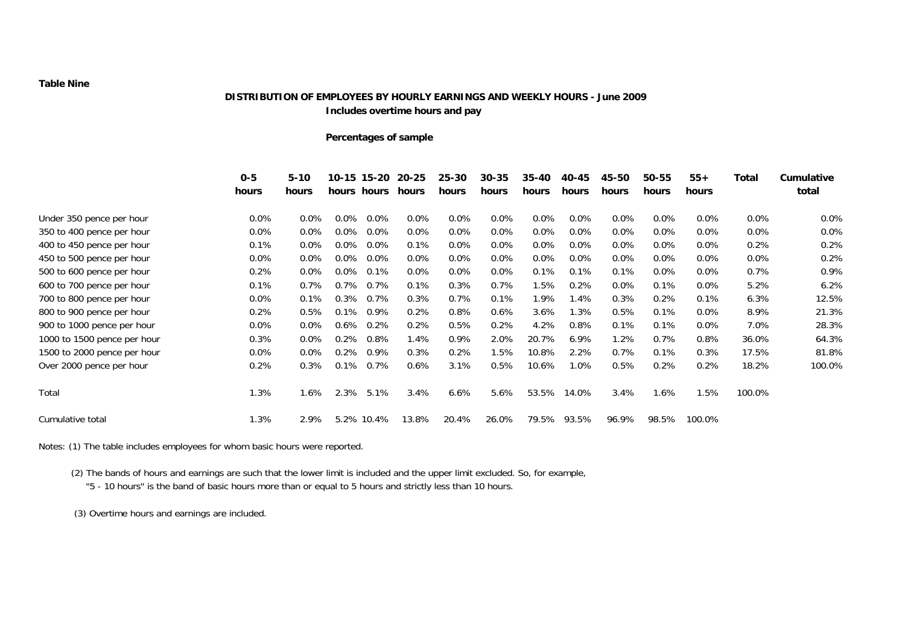**Table Nine**

**DISTRIBUTION OF EMPLOYEES BY HOURLY EARNINGS AND WEEKLY HOURS - June 2009**
**Includes overtime hours and pay**

**Percentages of sample**

| | 0-5 hours | 5-10 hours | 10-15 hours | 15-20 hours | 20-25 hours | 25-30 hours | 30-35 hours | 35-40 hours | 40-45 hours | 45-50 hours | 50-55 hours | 55+ hours | Total | Cumulative total |
|---|---|---|---|---|---|---|---|---|---|---|---|---|---|---|
| Under 350 pence per hour | 0.0% | 0.0% | 0.0% | 0.0% | 0.0% | 0.0% | 0.0% | 0.0% | 0.0% | 0.0% | 0.0% | 0.0% | 0.0% | 0.0% |
| 350 to 400 pence per hour | 0.0% | 0.0% | 0.0% | 0.0% | 0.0% | 0.0% | 0.0% | 0.0% | 0.0% | 0.0% | 0.0% | 0.0% | 0.0% | 0.0% |
| 400 to 450 pence per hour | 0.1% | 0.0% | 0.0% | 0.0% | 0.1% | 0.0% | 0.0% | 0.0% | 0.0% | 0.0% | 0.0% | 0.0% | 0.2% | 0.2% |
| 450 to 500 pence per hour | 0.0% | 0.0% | 0.0% | 0.0% | 0.0% | 0.0% | 0.0% | 0.0% | 0.0% | 0.0% | 0.0% | 0.0% | 0.0% | 0.2% |
| 500 to 600 pence per hour | 0.2% | 0.0% | 0.0% | 0.1% | 0.0% | 0.0% | 0.0% | 0.1% | 0.1% | 0.1% | 0.0% | 0.0% | 0.7% | 0.9% |
| 600 to 700 pence per hour | 0.1% | 0.7% | 0.7% | 0.7% | 0.1% | 0.3% | 0.7% | 1.5% | 0.2% | 0.0% | 0.1% | 0.0% | 5.2% | 6.2% |
| 700 to 800 pence per hour | 0.0% | 0.1% | 0.3% | 0.7% | 0.3% | 0.7% | 0.1% | 1.9% | 1.4% | 0.3% | 0.2% | 0.1% | 6.3% | 12.5% |
| 800 to 900 pence per hour | 0.2% | 0.5% | 0.1% | 0.9% | 0.2% | 0.8% | 0.6% | 3.6% | 1.3% | 0.5% | 0.1% | 0.0% | 8.9% | 21.3% |
| 900 to 1000 pence per hour | 0.0% | 0.0% | 0.6% | 0.2% | 0.2% | 0.5% | 0.2% | 4.2% | 0.8% | 0.1% | 0.1% | 0.0% | 7.0% | 28.3% |
| 1000 to 1500 pence per hour | 0.3% | 0.0% | 0.2% | 0.8% | 1.4% | 0.9% | 2.0% | 20.7% | 6.9% | 1.2% | 0.7% | 0.8% | 36.0% | 64.3% |
| 1500 to 2000 pence per hour | 0.0% | 0.0% | 0.2% | 0.9% | 0.3% | 0.2% | 1.5% | 10.8% | 2.2% | 0.7% | 0.1% | 0.3% | 17.5% | 81.8% |
| Over 2000 pence per hour | 0.2% | 0.3% | 0.1% | 0.7% | 0.6% | 3.1% | 0.5% | 10.6% | 1.0% | 0.5% | 0.2% | 0.2% | 18.2% | 100.0% |
| Total | 1.3% | 1.6% | 2.3% | 5.1% | 3.4% | 6.6% | 5.6% | 53.5% | 14.0% | 3.4% | 1.6% | 1.5% | 100.0% | |
| Cumulative total | 1.3% | 2.9% | 5.2% | 10.4% | 13.8% | 20.4% | 26.0% | 79.5% | 93.5% | 96.9% | 98.5% | 100.0% | | |

Notes: (1) The table includes employees for whom basic hours were reported.

(2) The bands of hours and earnings are such that the lower limit is included and the upper limit excluded. So, for example, "5 - 10 hours" is the band of basic hours more than or equal to 5 hours and strictly less than 10 hours.

(3) Overtime hours and earnings are included.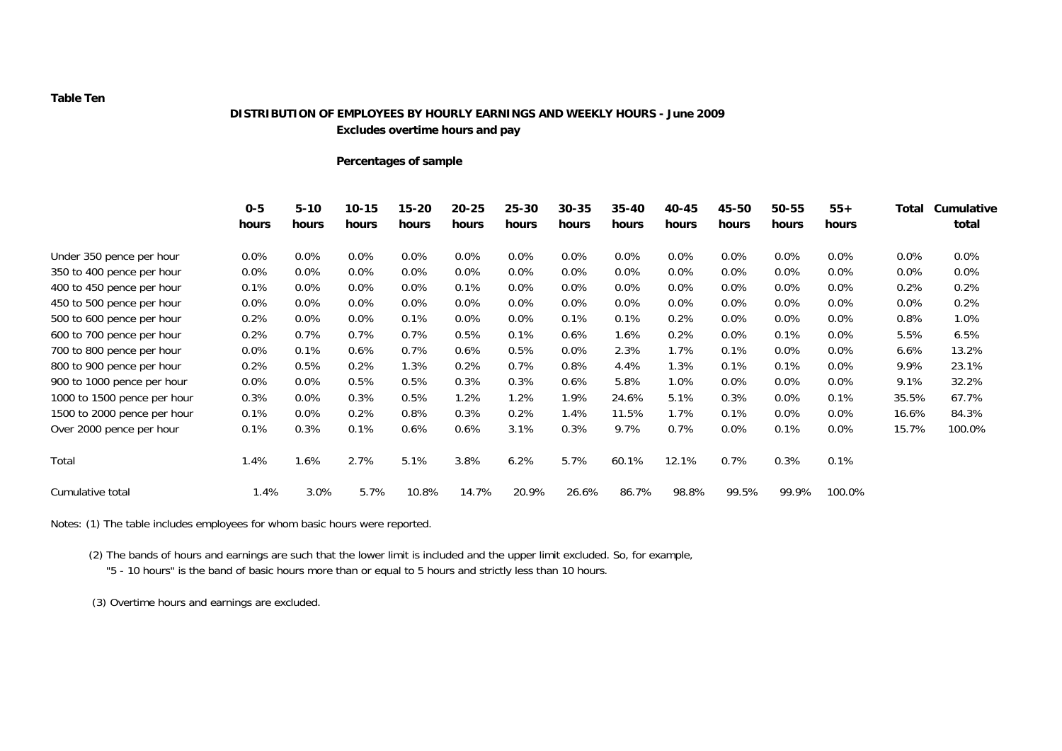**Table Ten**

**DISTRIBUTION OF EMPLOYEES BY HOURLY EARNINGS AND WEEKLY HOURS - June 2009**

**Excludes overtime hours and pay**

**Percentages of sample**

| | 0-5 hours | 5-10 hours | 10-15 hours | 15-20 hours | 20-25 hours | 25-30 hours | 30-35 hours | 35-40 hours | 40-45 hours | 45-50 hours | 50-55 hours | 55+ hours | Total | Cumulative total |
|---|---|---|---|---|---|---|---|---|---|---|---|---|---|---|
| Under 350 pence per hour | 0.0% | 0.0% | 0.0% | 0.0% | 0.0% | 0.0% | 0.0% | 0.0% | 0.0% | 0.0% | 0.0% | 0.0% | 0.0% | 0.0% |
| 350 to 400 pence per hour | 0.0% | 0.0% | 0.0% | 0.0% | 0.0% | 0.0% | 0.0% | 0.0% | 0.0% | 0.0% | 0.0% | 0.0% | 0.0% | 0.0% |
| 400 to 450 pence per hour | 0.1% | 0.0% | 0.0% | 0.0% | 0.1% | 0.0% | 0.0% | 0.0% | 0.0% | 0.0% | 0.0% | 0.0% | 0.2% | 0.2% |
| 450 to 500 pence per hour | 0.0% | 0.0% | 0.0% | 0.0% | 0.0% | 0.0% | 0.0% | 0.0% | 0.0% | 0.0% | 0.0% | 0.0% | 0.0% | 0.2% |
| 500 to 600 pence per hour | 0.2% | 0.0% | 0.0% | 0.1% | 0.0% | 0.0% | 0.1% | 0.1% | 0.2% | 0.0% | 0.0% | 0.0% | 0.8% | 1.0% |
| 600 to 700 pence per hour | 0.2% | 0.7% | 0.7% | 0.7% | 0.5% | 0.1% | 0.6% | 1.6% | 0.2% | 0.0% | 0.1% | 0.0% | 5.5% | 6.5% |
| 700 to 800 pence per hour | 0.0% | 0.1% | 0.6% | 0.7% | 0.6% | 0.5% | 0.0% | 2.3% | 1.7% | 0.1% | 0.0% | 0.0% | 6.6% | 13.2% |
| 800 to 900 pence per hour | 0.2% | 0.5% | 0.2% | 1.3% | 0.2% | 0.7% | 0.8% | 4.4% | 1.3% | 0.1% | 0.1% | 0.0% | 9.9% | 23.1% |
| 900 to 1000 pence per hour | 0.0% | 0.0% | 0.5% | 0.5% | 0.3% | 0.3% | 0.6% | 5.8% | 1.0% | 0.0% | 0.0% | 0.0% | 9.1% | 32.2% |
| 1000 to 1500 pence per hour | 0.3% | 0.0% | 0.3% | 0.5% | 1.2% | 1.2% | 1.9% | 24.6% | 5.1% | 0.3% | 0.0% | 0.1% | 35.5% | 67.7% |
| 1500 to 2000 pence per hour | 0.1% | 0.0% | 0.2% | 0.8% | 0.3% | 0.2% | 1.4% | 11.5% | 1.7% | 0.1% | 0.0% | 0.0% | 16.6% | 84.3% |
| Over 2000 pence per hour | 0.1% | 0.3% | 0.1% | 0.6% | 0.6% | 3.1% | 0.3% | 9.7% | 0.7% | 0.0% | 0.1% | 0.0% | 15.7% | 100.0% |
| Total | 1.4% | 1.6% | 2.7% | 5.1% | 3.8% | 6.2% | 5.7% | 60.1% | 12.1% | 0.7% | 0.3% | 0.1% | | |
| Cumulative total | 1.4% | 3.0% | 5.7% | 10.8% | 14.7% | 20.9% | 26.6% | 86.7% | 98.8% | 99.5% | 99.9% | 100.0% | | |

Notes: (1) The table includes employees for whom basic hours were reported.

(2) The bands of hours and earnings are such that the lower limit is included and the upper limit excluded. So, for example, "5 - 10 hours" is the band of basic hours more than or equal to 5 hours and strictly less than 10 hours.

(3) Overtime hours and earnings are excluded.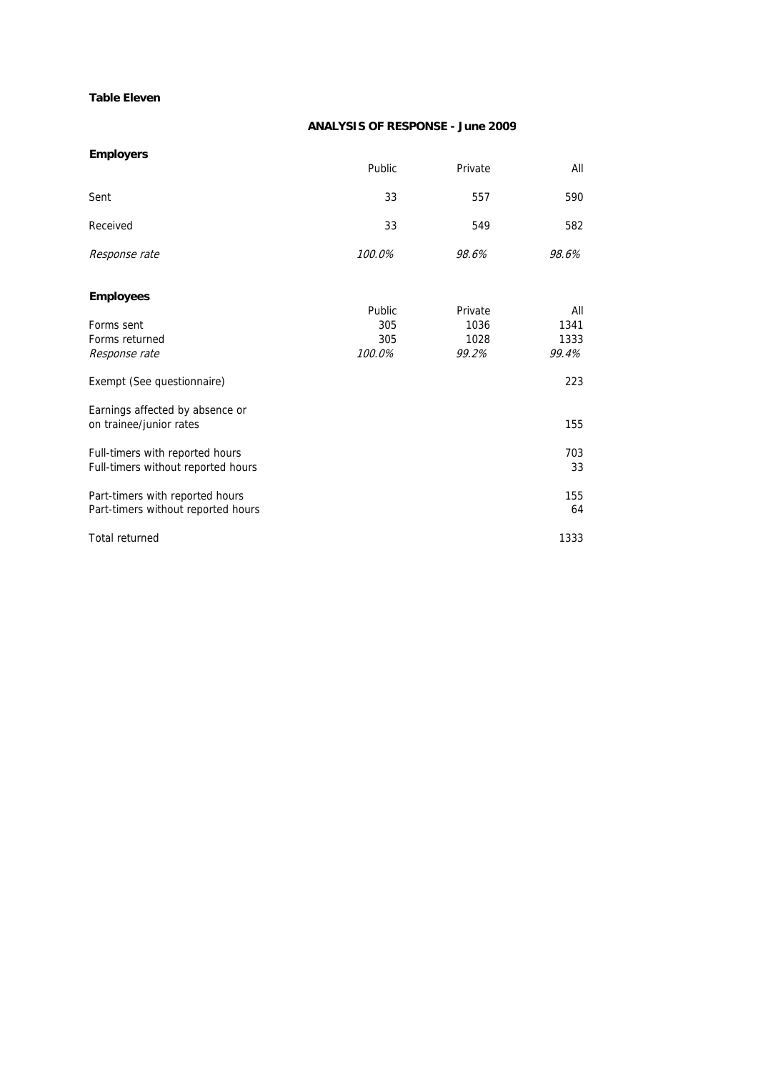**Table Eleven**

## ANALYSIS OF RESPONSE - June 2009

**Employers**

| | Public | Private | All |
|---|---|---|---|
| Sent | 33 | 557 | 590 |
| Received | 33 | 549 | 582 |
| *Response rate* | *100.0%* | *98.6%* | *98.6%* |

**Employees**

| | Public | Private | All |
|---|---|---|---|
| Forms sent | 305 | 1036 | 1341 |
| Forms returned | 305 | 1028 | 1333 |
| *Response rate* | *100.0%* | *99.2%* | *99.4%* |
| Exempt (See questionnaire) | | | 223 |
| Earnings affected by absence or on trainee/junior rates | | | 155 |
| Full-timers with reported hours | | | 703 |
| Full-timers without reported hours | | | 33 |
| Part-timers with reported hours | | | 155 |
| Part-timers without reported hours | | | 64 |
| Total returned | | | 1333 |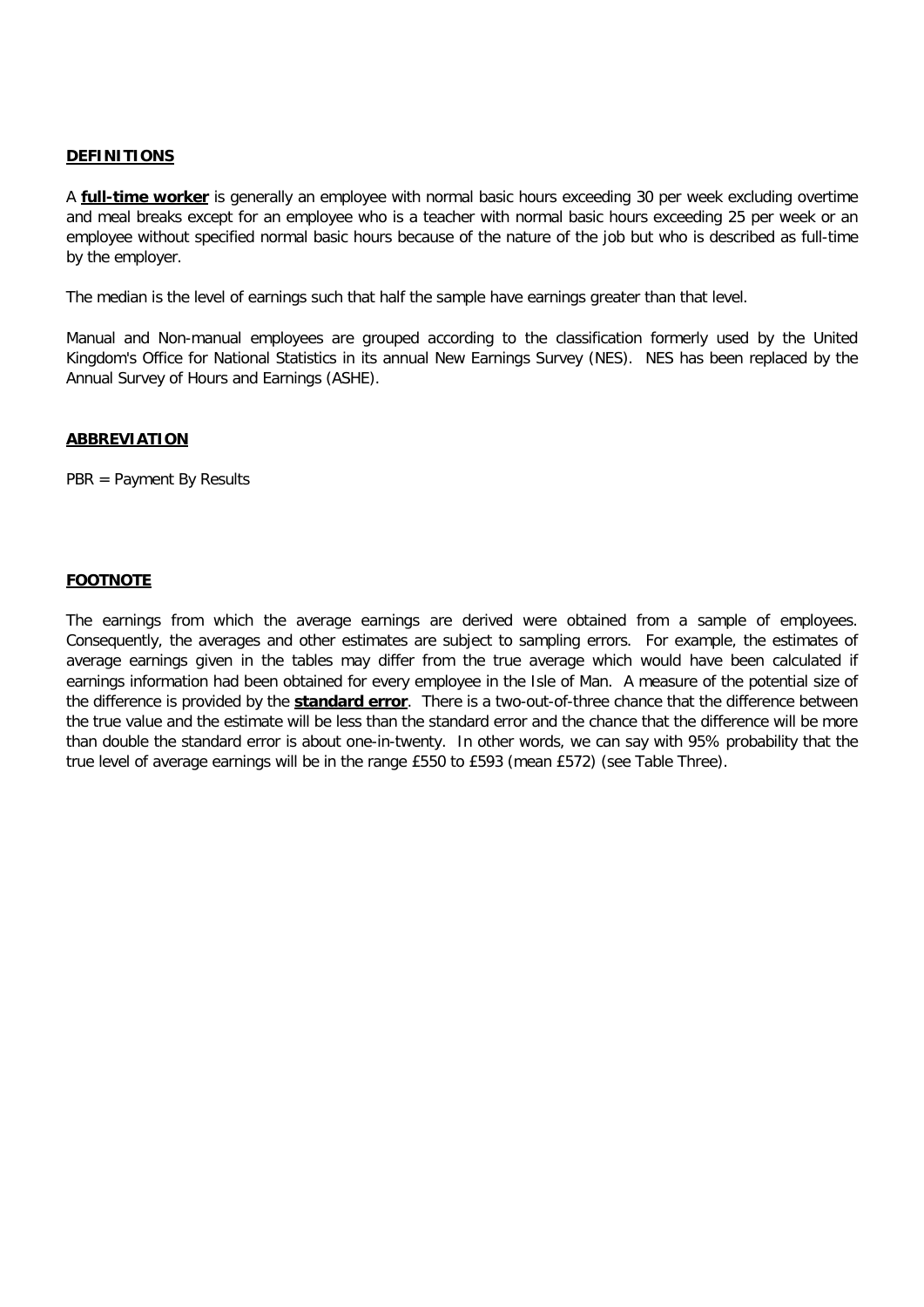## DEFINITIONS

A **full-time worker** is generally an employee with normal basic hours exceeding 30 per week excluding overtime and meal breaks except for an employee who is a teacher with normal basic hours exceeding 25 per week or an employee without specified normal basic hours because of the nature of the job but who is described as full-time by the employer.

The median is the level of earnings such that half the sample have earnings greater than that level.

Manual and Non-manual employees are grouped according to the classification formerly used by the United Kingdom's Office for National Statistics in its annual New Earnings Survey (NES). NES has been replaced by the Annual Survey of Hours and Earnings (ASHE).

## ABBREVIATION

PBR = Payment By Results

## FOOTNOTE

The earnings from which the average earnings are derived were obtained from a sample of employees. Consequently, the averages and other estimates are subject to sampling errors. For example, the estimates of average earnings given in the tables may differ from the true average which would have been calculated if earnings information had been obtained for every employee in the Isle of Man. A measure of the potential size of the difference is provided by the **standard error**. There is a two-out-of-three chance that the difference between the true value and the estimate will be less than the standard error and the chance that the difference will be more than double the standard error is about one-in-twenty. In other words, we can say with 95% probability that the true level of average earnings will be in the range £550 to £593 (mean £572) (see Table Three).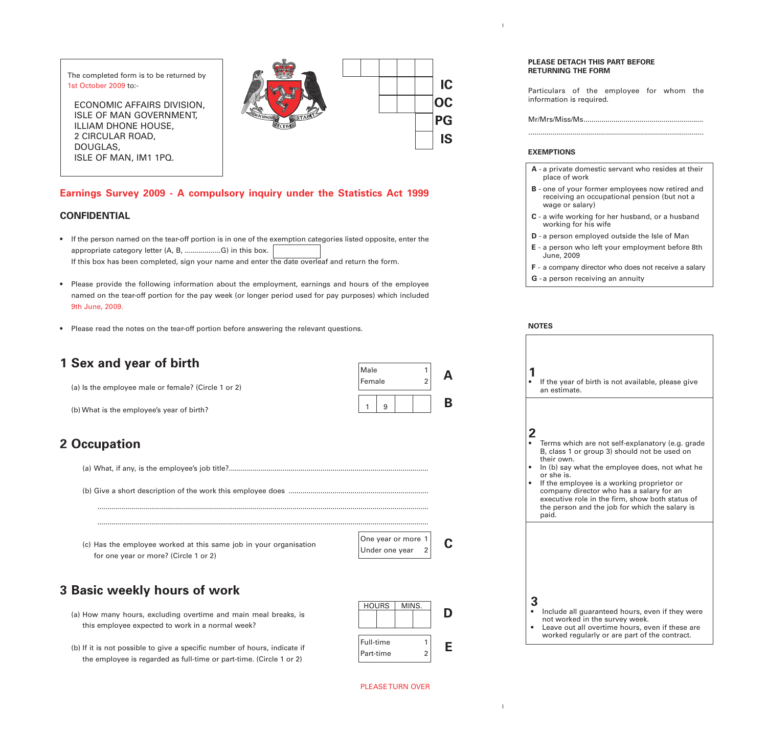The completed form is to be returned by 1st October 2009 to:-

ECONOMIC AFFAIRS DIVISION,
ISLE OF MAN GOVERNMENT,
ILLIAM DHONE HOUSE,
2 CIRCULAR ROAD,
DOUGLAS,
ISLE OF MAN, IM1 1PQ.

| | | | | | |
|---|---|---|---|---|---|
| | | | | | |
| | | | | | IC |
| | | | | | OC |
| | | | | | PG |
| | | | | | IS |

## Earnings Survey 2009 - A compulsory inquiry under the Statistics Act 1999

### CONFIDENTIAL

- If the person named on the tear-off portion is in one of the exemption categories listed opposite, enter the appropriate category letter (A, B, .................G) in this box. [ ]
  If this box has been completed, sign your name and enter the date overleaf and return the form.

- Please provide the following information about the employment, earnings and hours of the employee named on the tear-off portion for the pay week (or longer period used for pay purposes) which included 9th June, 2009.

- Please read the notes on the tear-off portion before answering the relevant questions.

## 1 Sex and year of birth

(a) Is the employee male or female? (Circle 1 or 2)

| | | |
|---|---|---|
| Male | 1 | **A** |
| Female | 2 | |

(b) What is the employee's year of birth?

| 1 | 9 | | | **B** |
|---|---|---|---|---|

## 2 Occupation

(a) What, if any, is the employee's job title?..................................................................................................

(b) Give a short description of the work this employee does .....................................................................

..........................................................................................................................................................

..........................................................................................................................................................

(c) Has the employee worked at this same job in your organisation for one year or more? (Circle 1 or 2)

| | | |
|---|---|---|
| One year or more | 1 | **C** |
| Under one year | 2 | |

## 3 Basic weekly hours of work

(a) How many hours, excluding overtime and main meal breaks, is this employee expected to work in a normal week?

| HOURS | | MINS. | | |
|---|---|---|---|---|
| | | | | **D** |

(b) If it is not possible to give a specific number of hours, indicate if the employee is regarded as full-time or part-time. (Circle 1 or 2)

| | | |
|---|---|---|
| Full-time | 1 | **E** |
| Part-time | 2 | |

PLEASE TURN OVER

---

**PLEASE DETACH THIS PART BEFORE RETURNING THE FORM**

Particulars of the employee for whom the information is required.

Mr/Mrs/Miss/Ms............................................................

..........................................................................................

**EXEMPTIONS**

- **A** - a private domestic servant who resides at their place of work
- **B** - one of your former employees now retired and receiving an occupational pension (but not a wage or salary)
- **C** - a wife working for her husband, or a husband working for his wife
- **D** - a person employed outside the Isle of Man
- **E** - a person who left your employment before 8th June, 2009
- **F** - a company director who does not receive a salary
- **G** - a person receiving an annuity

**NOTES**

**1**
- If the year of birth is not available, please give an estimate.

**2**
- Terms which are not self-explanatory (e.g. grade B, class 1 or group 3) should not be used on their own.
- In (b) say what the employee does, not what he or she is.
- If the employee is a working proprietor or company director who has a salary for an executive role in the firm, show both status of the person and the job for which the salary is paid.

**3**
- Include all guaranteed hours, even if they were not worked in the survey week.
- Leave out all overtime hours, even if these are worked regularly or are part of the contract.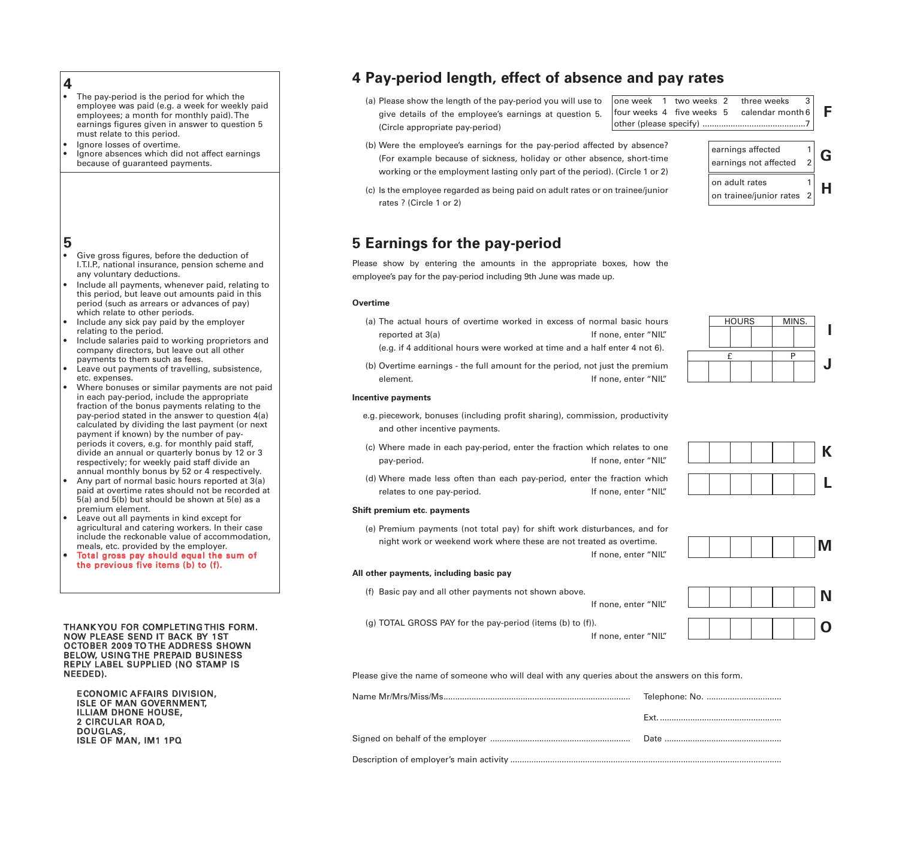**4**

- The pay-period is the period for which the employee was paid (e.g. a week for weekly paid employees; a month for monthly paid). The earnings figures given in answer to question 5 must relate to this period.
- Ignore losses of overtime.
- Ignore absences which did not affect earnings because of guaranteed payments.

**5**

- Give gross figures, before the deduction of I.T.I.P., national insurance, pension scheme and any voluntary deductions.
- Include all payments, whenever paid, relating to this period, but leave out amounts paid in this period (such as arrears or advances of pay) which relate to other periods.
- Include any sick pay paid by the employer relating to the period.
- Include salaries paid to working proprietors and company directors, but leave out all other payments to them such as fees.
- Leave out payments of travelling, subsistence, etc. expenses.
- Where bonuses or similar payments are not paid in each pay-period, include the appropriate fraction of the bonus payments relating to the pay-period stated in the answer to question 4(a) calculated by dividing the last payment (or next payment if known) by the number of pay-periods it covers, e.g. for monthly paid staff, divide an annual or quarterly bonus by 12 or 3 respectively; for weekly paid staff divide an annual monthly bonus by 52 or 4 respectively.
- Any part of normal basic hours reported at 3(a) paid at overtime rates should not be recorded at 5(a) and 5(b) but should be shown at 5(e) as a premium element.
- Leave out all payments in kind except for agricultural and catering workers. In their case include the reckonable value of accommodation, meals, etc. provided by the employer.
- Total gross pay should equal the sum of the previous five items (b) to (f).

THANK YOU FOR COMPLETING THIS FORM. NOW PLEASE SEND IT BACK BY 1ST OCTOBER 2009 TO THE ADDRESS SHOWN BELOW, USING THE PREPAID BUSINESS REPLY LABEL SUPPLIED (NO STAMP IS NEEDED).

ECONOMIC AFFAIRS DIVISION,
ISLE OF MAN GOVERNMENT,
ILLIAM DHONE HOUSE,
2 CIRCULAR ROAD,
DOUGLAS,
ISLE OF MAN, IM1 1PQ

## 4 Pay-period length, effect of absence and pay rates

(a) Please show the length of the pay-period you will use to give details of the employee's earnings at question 5. (Circle appropriate pay-period)

| one week 1 | two weeks 2 | three weeks 3 |
|---|---|---|
| four weeks 4 | five weeks 5 | calendar month 6 |
| other (please specify) ..........7 | | |

**F**

(b) Were the employee's earnings for the pay-period affected by absence? (For example because of sickness, holiday or other absence, short-time working or the employment lasting only part of the period). (Circle 1 or 2)

| earnings affected | 1 |
|---|---|
| earnings not affected | 2 |

**G**

(c) Is the employee regarded as being paid on adult rates or on trainee/junior rates ? (Circle 1 or 2)

| on adult rates | 1 |
|---|---|
| on trainee/junior rates | 2 |

**H**

## 5 Earnings for the pay-period

Please show by entering the amounts in the appropriate boxes, how the employee's pay for the pay-period including 9th June was made up.

**Overtime**

(a) The actual hours of overtime worked in excess of normal basic hours reported at 3(a) If none, enter "NIL" (e.g. if 4 additional hours were worked at time and a half enter 4 not 6).

HOURS | MINS. **I**

(b) Overtime earnings - the full amount for the period, not just the premium element. If none, enter "NIL"

£ | P **J**

**Incentive payments**

e.g. piecework, bonuses (including profit sharing), commission, productivity and other incentive payments.

(c) Where made in each pay-period, enter the fraction which relates to one pay-period. If none, enter "NIL" **K**

(d) Where made less often than each pay-period, enter the fraction which relates to one pay-period. If none, enter "NIL" **L**

**Shift premium etc. payments**

(e) Premium payments (not total pay) for shift work disturbances, and for night work or weekend work where these are not treated as overtime. If none, enter "NIL" **M**

**All other payments, including basic pay**

(f) Basic pay and all other payments not shown above. If none, enter "NIL" **N**

(g) TOTAL GROSS PAY for the pay-period (items (b) to (f)). If none, enter "NIL" **O**

Please give the name of someone who will deal with any queries about the answers on this form.

Name Mr/Mrs/Miss/Ms.............................................. Telephone: No. ..........................

Ext. ..........................

Signed on behalf of the employer .............................................. Date ..........................

Description of employer's main activity ..............................................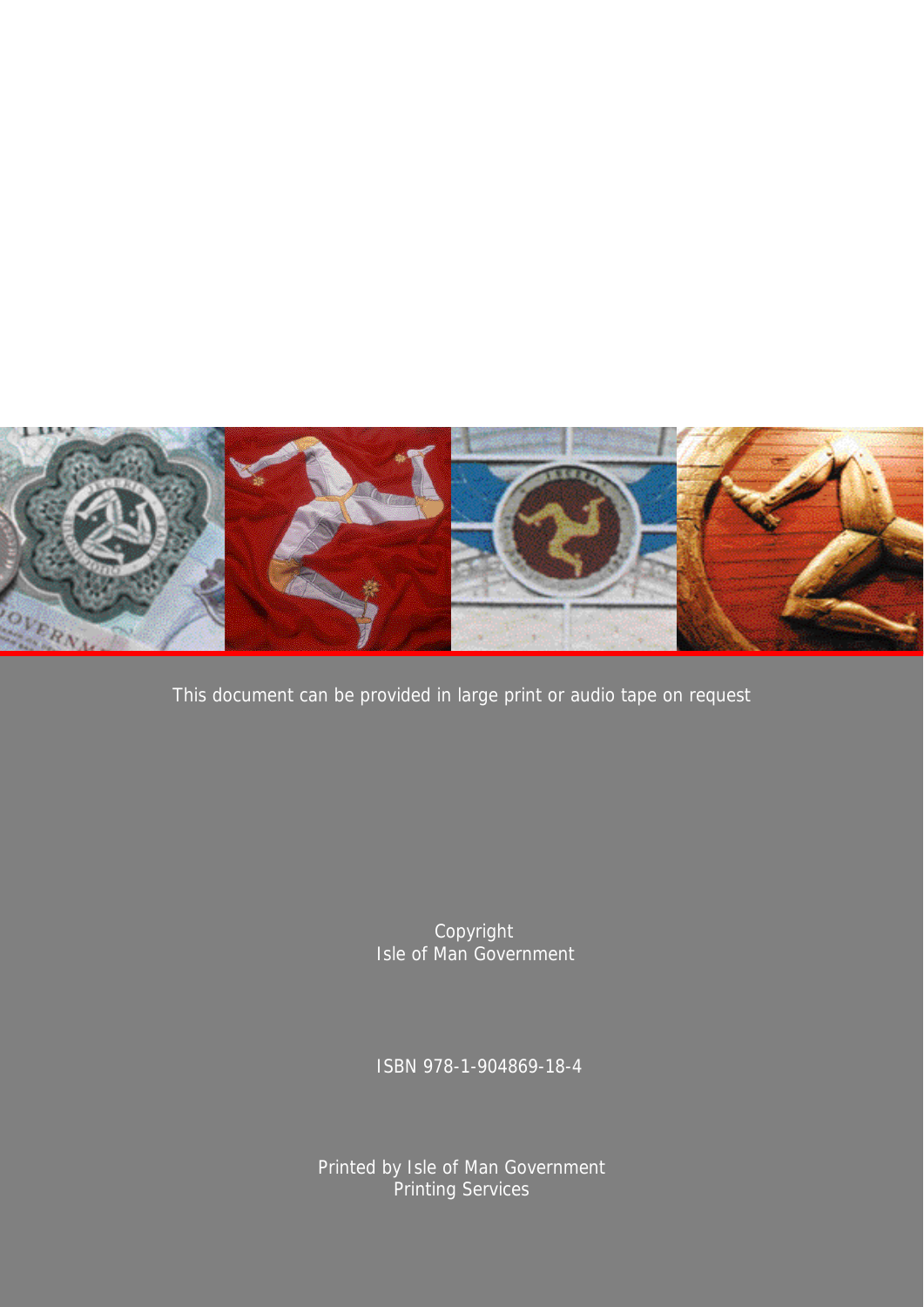This document can be provided in large print or audio tape on request

Copyright
Isle of Man Government

ISBN 978-1-904869-18-4

Printed by Isle of Man Government
Printing Services